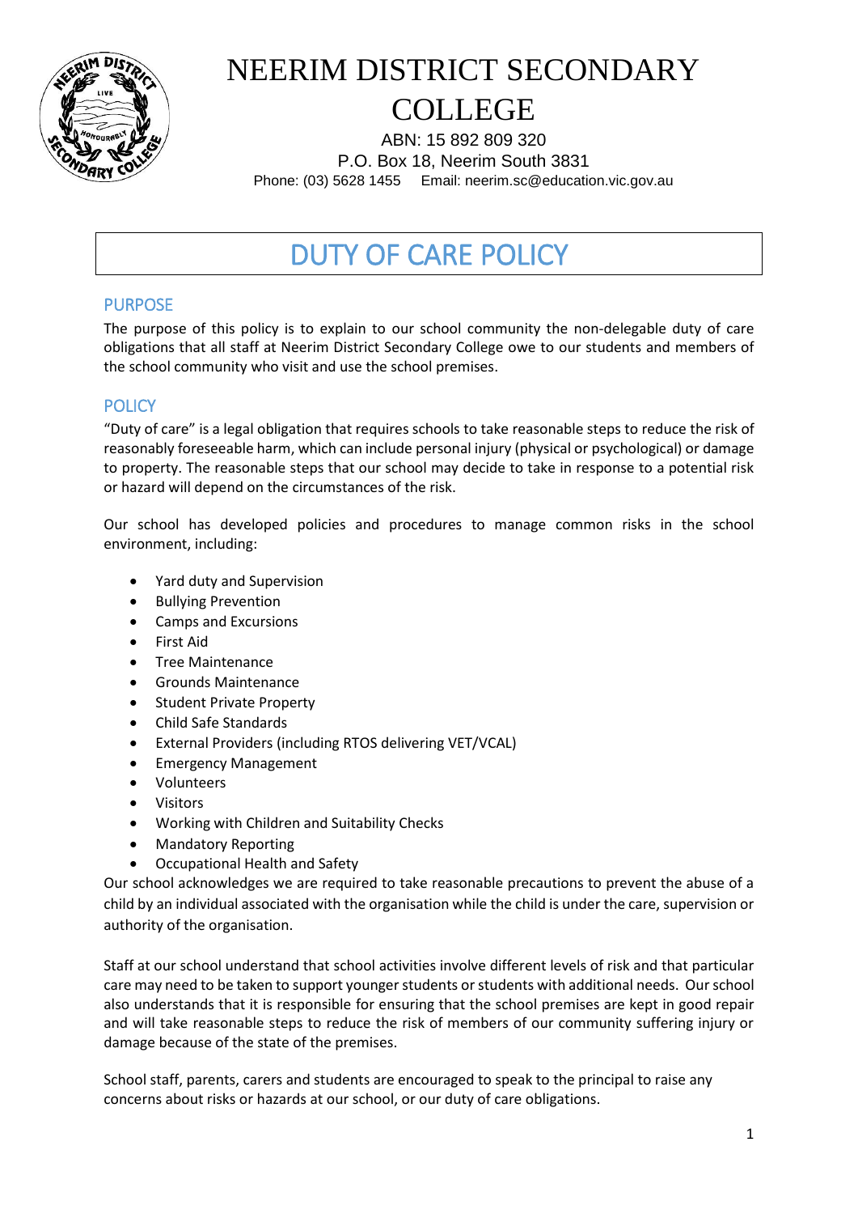# NEERIM DISTRICT SECONDARY COLLEGE

ABN: 15 892 809 320
P.O. Box 18, Neerim South 3831
Phone: (03) 5628 1455 Email: neerim.sc@education.vic.gov.au

# DUTY OF CARE POLICY

## PURPOSE

The purpose of this policy is to explain to our school community the non-delegable duty of care obligations that all staff at Neerim District Secondary College owe to our students and members of the school community who visit and use the school premises.

## POLICY

"Duty of care" is a legal obligation that requires schools to take reasonable steps to reduce the risk of reasonably foreseeable harm, which can include personal injury (physical or psychological) or damage to property. The reasonable steps that our school may decide to take in response to a potential risk or hazard will depend on the circumstances of the risk.

Our school has developed policies and procedures to manage common risks in the school environment, including:

- Yard duty and Supervision
- Bullying Prevention
- Camps and Excursions
- First Aid
- Tree Maintenance
- Grounds Maintenance
- Student Private Property
- Child Safe Standards
- External Providers (including RTOS delivering VET/VCAL)
- Emergency Management
- Volunteers
- Visitors
- Working with Children and Suitability Checks
- Mandatory Reporting
- Occupational Health and Safety

Our school acknowledges we are required to take reasonable precautions to prevent the abuse of a child by an individual associated with the organisation while the child is under the care, supervision or authority of the organisation.

Staff at our school understand that school activities involve different levels of risk and that particular care may need to be taken to support younger students or students with additional needs. Our school also understands that it is responsible for ensuring that the school premises are kept in good repair and will take reasonable steps to reduce the risk of members of our community suffering injury or damage because of the state of the premises.

School staff, parents, carers and students are encouraged to speak to the principal to raise any concerns about risks or hazards at our school, or our duty of care obligations.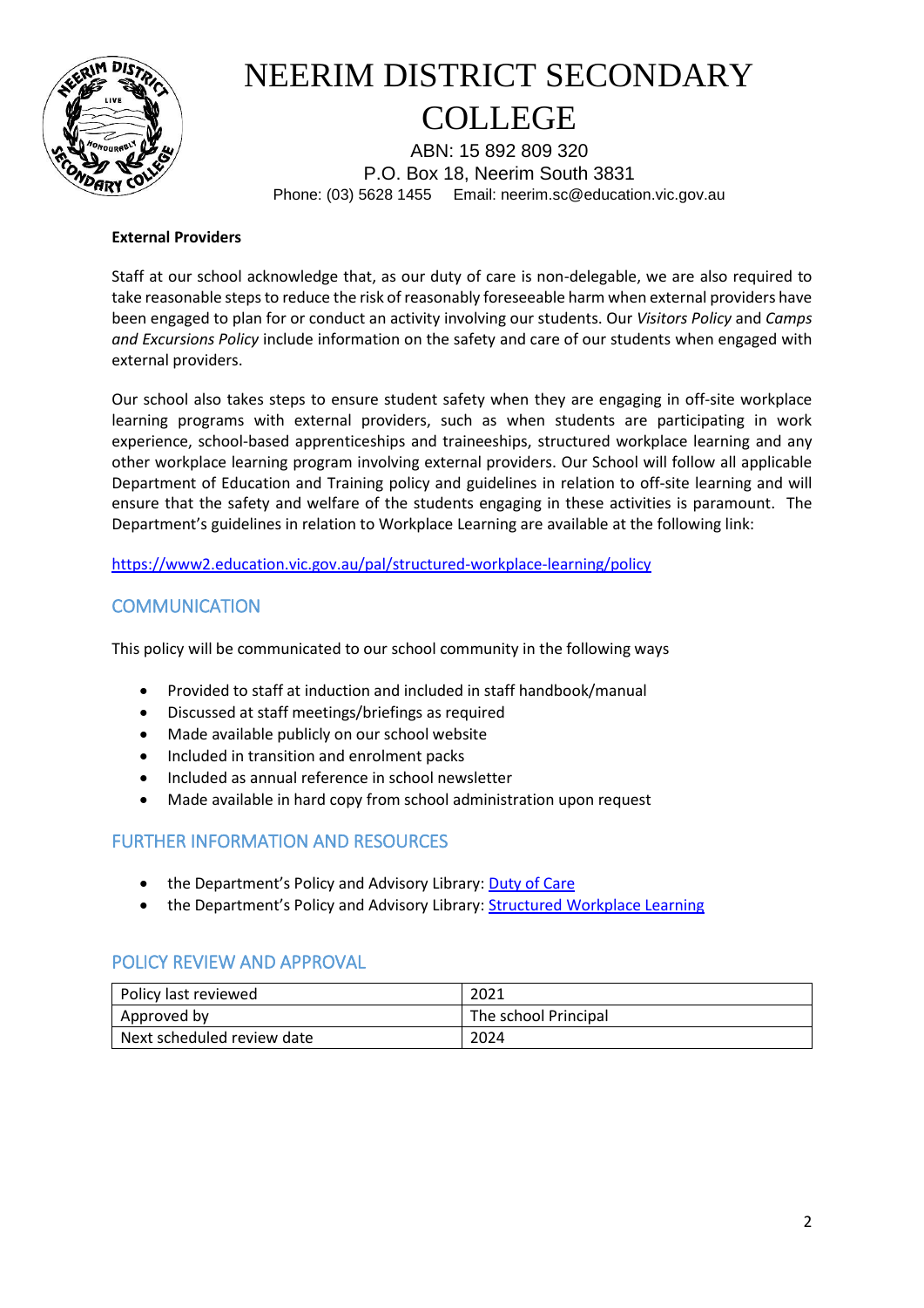**External Providers**

Staff at our school acknowledge that, as our duty of care is non-delegable, we are also required to take reasonable steps to reduce the risk of reasonably foreseeable harm when external providers have been engaged to plan for or conduct an activity involving our students. Our *Visitors Policy* and *Camps and Excursions Policy* include information on the safety and care of our students when engaged with external providers.

Our school also takes steps to ensure student safety when they are engaging in off-site workplace learning programs with external providers, such as when students are participating in work experience, school-based apprenticeships and traineeships, structured workplace learning and any other workplace learning program involving external providers. Our School will follow all applicable Department of Education and Training policy and guidelines in relation to off-site learning and will ensure that the safety and welfare of the students engaging in these activities is paramount. The Department's guidelines in relation to Workplace Learning are available at the following link:

https://www2.education.vic.gov.au/pal/structured-workplace-learning/policy

## COMMUNICATION

This policy will be communicated to our school community in the following ways

- Provided to staff at induction and included in staff handbook/manual
- Discussed at staff meetings/briefings as required
- Made available publicly on our school website
- Included in transition and enrolment packs
- Included as annual reference in school newsletter
- Made available in hard copy from school administration upon request

## FURTHER INFORMATION AND RESOURCES

- the Department's Policy and Advisory Library: Duty of Care
- the Department's Policy and Advisory Library: Structured Workplace Learning

## POLICY REVIEW AND APPROVAL

| | |
|---|---|
| Policy last reviewed | 2021 |
| Approved by | The school Principal |
| Next scheduled review date | 2024 |